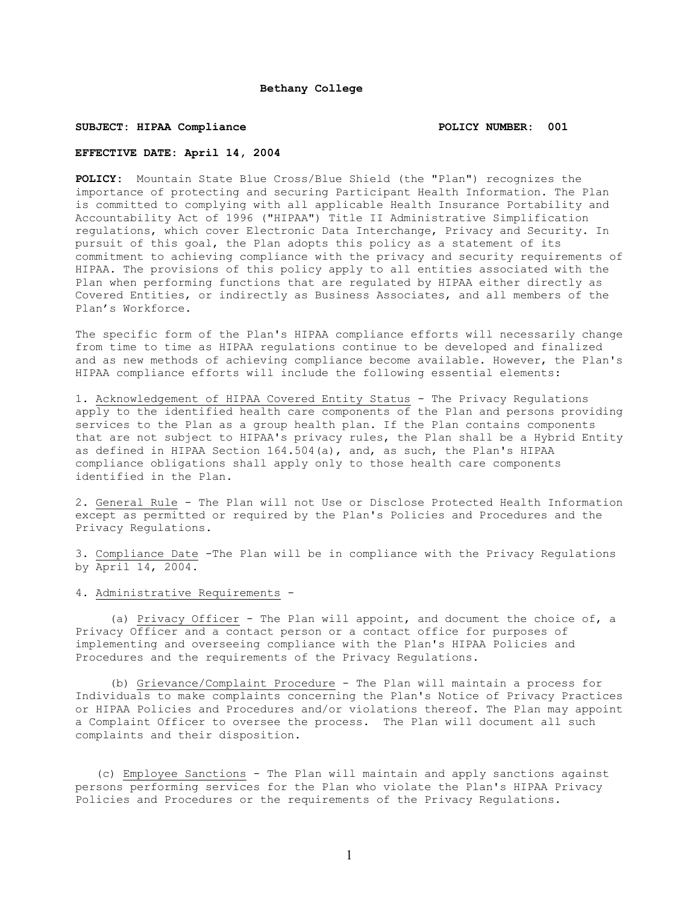**Bethany College**

**SUBJECT: HIPAA Compliance** **POLICY NUMBER: 001**

**EFFECTIVE DATE: April 14, 2004**

**POLICY:** Mountain State Blue Cross/Blue Shield (the "Plan") recognizes the importance of protecting and securing Participant Health Information. The Plan is committed to complying with all applicable Health Insurance Portability and Accountability Act of 1996 ("HIPAA") Title II Administrative Simplification regulations, which cover Electronic Data Interchange, Privacy and Security. In pursuit of this goal, the Plan adopts this policy as a statement of its commitment to achieving compliance with the privacy and security requirements of HIPAA. The provisions of this policy apply to all entities associated with the Plan when performing functions that are regulated by HIPAA either directly as Covered Entities, or indirectly as Business Associates, and all members of the Plan's Workforce.

The specific form of the Plan's HIPAA compliance efforts will necessarily change from time to time as HIPAA regulations continue to be developed and finalized and as new methods of achieving compliance become available. However, the Plan's HIPAA compliance efforts will include the following essential elements:

1. Acknowledgement of HIPAA Covered Entity Status - The Privacy Regulations apply to the identified health care components of the Plan and persons providing services to the Plan as a group health plan. If the Plan contains components that are not subject to HIPAA's privacy rules, the Plan shall be a Hybrid Entity as defined in HIPAA Section 164.504(a), and, as such, the Plan's HIPAA compliance obligations shall apply only to those health care components identified in the Plan.

2. General Rule - The Plan will not Use or Disclose Protected Health Information except as permitted or required by the Plan's Policies and Procedures and the Privacy Regulations.

3. Compliance Date -The Plan will be in compliance with the Privacy Regulations by April 14, 2004.

4. Administrative Requirements -

(a) Privacy Officer - The Plan will appoint, and document the choice of, a Privacy Officer and a contact person or a contact office for purposes of implementing and overseeing compliance with the Plan's HIPAA Policies and Procedures and the requirements of the Privacy Regulations.

(b) Grievance/Complaint Procedure - The Plan will maintain a process for Individuals to make complaints concerning the Plan's Notice of Privacy Practices or HIPAA Policies and Procedures and/or violations thereof. The Plan may appoint a Complaint Officer to oversee the process. The Plan will document all such complaints and their disposition.

(c) Employee Sanctions - The Plan will maintain and apply sanctions against persons performing services for the Plan who violate the Plan's HIPAA Privacy Policies and Procedures or the requirements of the Privacy Regulations.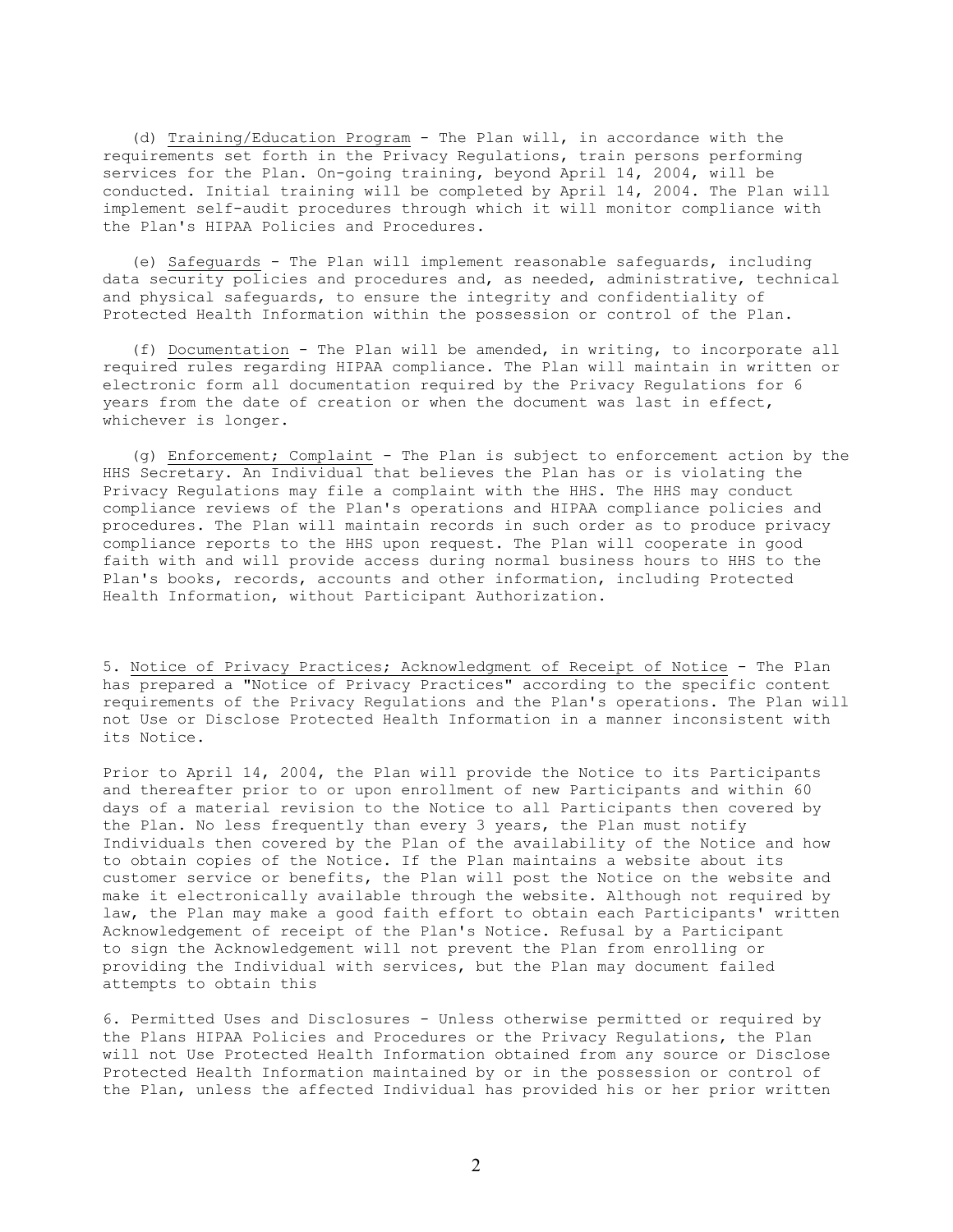(d) Training/Education Program - The Plan will, in accordance with the requirements set forth in the Privacy Regulations, train persons performing services for the Plan. On-going training, beyond April 14, 2004, will be conducted. Initial training will be completed by April 14, 2004. The Plan will implement self-audit procedures through which it will monitor compliance with the Plan's HIPAA Policies and Procedures.

(e) Safeguards - The Plan will implement reasonable safeguards, including data security policies and procedures and, as needed, administrative, technical and physical safeguards, to ensure the integrity and confidentiality of Protected Health Information within the possession or control of the Plan.

(f) Documentation - The Plan will be amended, in writing, to incorporate all required rules regarding HIPAA compliance. The Plan will maintain in written or electronic form all documentation required by the Privacy Regulations for 6 years from the date of creation or when the document was last in effect, whichever is longer.

(g) Enforcement; Complaint - The Plan is subject to enforcement action by the HHS Secretary. An Individual that believes the Plan has or is violating the Privacy Regulations may file a complaint with the HHS. The HHS may conduct compliance reviews of the Plan's operations and HIPAA compliance policies and procedures. The Plan will maintain records in such order as to produce privacy compliance reports to the HHS upon request. The Plan will cooperate in good faith with and will provide access during normal business hours to HHS to the Plan's books, records, accounts and other information, including Protected Health Information, without Participant Authorization.

5. Notice of Privacy Practices; Acknowledgment of Receipt of Notice - The Plan has prepared a "Notice of Privacy Practices" according to the specific content requirements of the Privacy Regulations and the Plan's operations. The Plan will not Use or Disclose Protected Health Information in a manner inconsistent with its Notice.

Prior to April 14, 2004, the Plan will provide the Notice to its Participants and thereafter prior to or upon enrollment of new Participants and within 60 days of a material revision to the Notice to all Participants then covered by the Plan. No less frequently than every 3 years, the Plan must notify Individuals then covered by the Plan of the availability of the Notice and how to obtain copies of the Notice. If the Plan maintains a website about its customer service or benefits, the Plan will post the Notice on the website and make it electronically available through the website. Although not required by law, the Plan may make a good faith effort to obtain each Participants' written Acknowledgement of receipt of the Plan's Notice. Refusal by a Participant to sign the Acknowledgement will not prevent the Plan from enrolling or providing the Individual with services, but the Plan may document failed attempts to obtain this

6. Permitted Uses and Disclosures - Unless otherwise permitted or required by the Plans HIPAA Policies and Procedures or the Privacy Regulations, the Plan will not Use Protected Health Information obtained from any source or Disclose Protected Health Information maintained by or in the possession or control of the Plan, unless the affected Individual has provided his or her prior written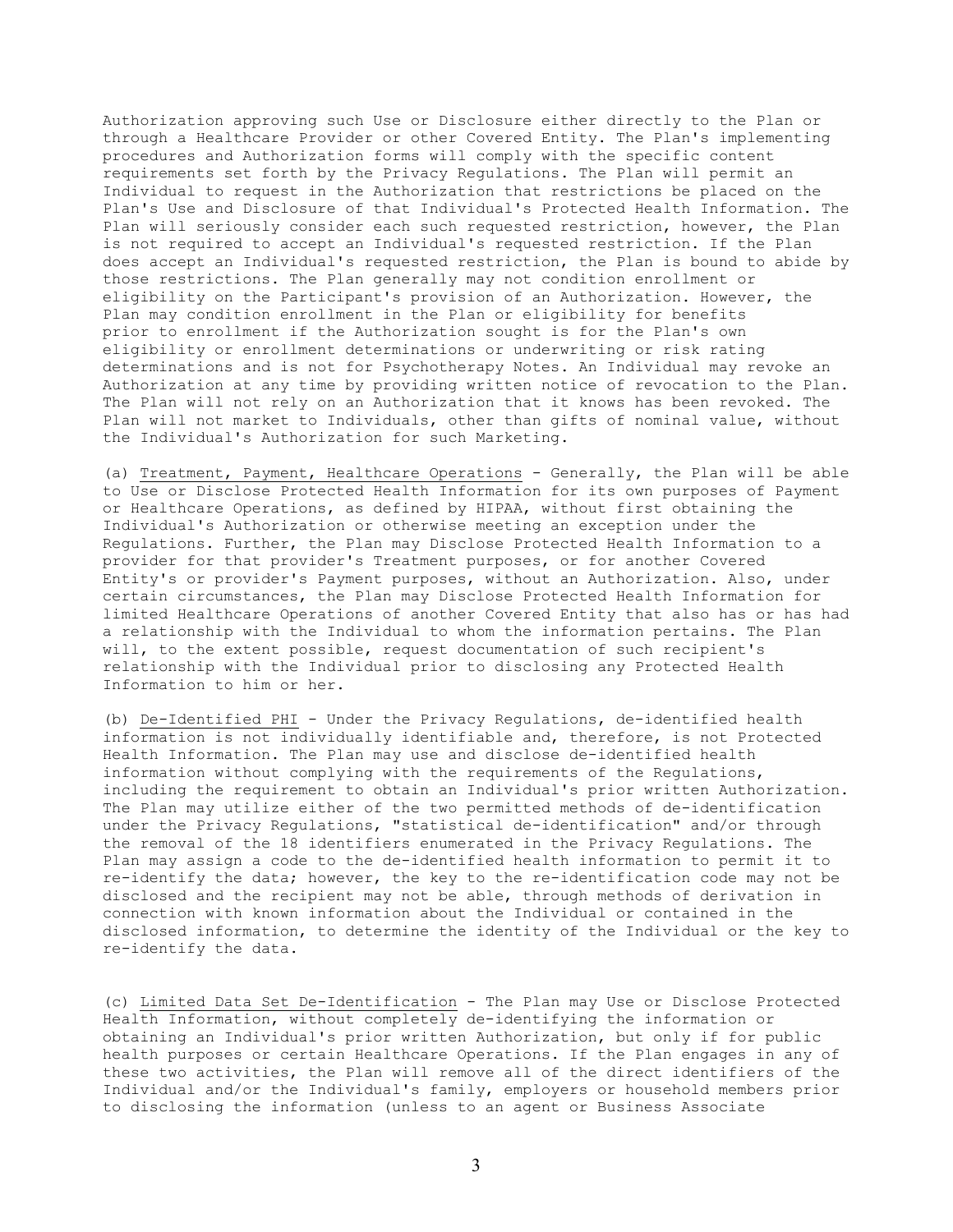Authorization approving such Use or Disclosure either directly to the Plan or through a Healthcare Provider or other Covered Entity. The Plan's implementing procedures and Authorization forms will comply with the specific content requirements set forth by the Privacy Regulations. The Plan will permit an Individual to request in the Authorization that restrictions be placed on the Plan's Use and Disclosure of that Individual's Protected Health Information. The Plan will seriously consider each such requested restriction, however, the Plan is not required to accept an Individual's requested restriction. If the Plan does accept an Individual's requested restriction, the Plan is bound to abide by those restrictions. The Plan generally may not condition enrollment or eligibility on the Participant's provision of an Authorization. However, the Plan may condition enrollment in the Plan or eligibility for benefits prior to enrollment if the Authorization sought is for the Plan's own eligibility or enrollment determinations or underwriting or risk rating determinations and is not for Psychotherapy Notes. An Individual may revoke an Authorization at any time by providing written notice of revocation to the Plan. The Plan will not rely on an Authorization that it knows has been revoked. The Plan will not market to Individuals, other than gifts of nominal value, without the Individual's Authorization for such Marketing.

(a) Treatment, Payment, Healthcare Operations - Generally, the Plan will be able to Use or Disclose Protected Health Information for its own purposes of Payment or Healthcare Operations, as defined by HIPAA, without first obtaining the Individual's Authorization or otherwise meeting an exception under the Regulations. Further, the Plan may Disclose Protected Health Information to a provider for that provider's Treatment purposes, or for another Covered Entity's or provider's Payment purposes, without an Authorization. Also, under certain circumstances, the Plan may Disclose Protected Health Information for limited Healthcare Operations of another Covered Entity that also has or has had a relationship with the Individual to whom the information pertains. The Plan will, to the extent possible, request documentation of such recipient's relationship with the Individual prior to disclosing any Protected Health Information to him or her.

(b) De-Identified PHI - Under the Privacy Regulations, de-identified health information is not individually identifiable and, therefore, is not Protected Health Information. The Plan may use and disclose de-identified health information without complying with the requirements of the Regulations, including the requirement to obtain an Individual's prior written Authorization. The Plan may utilize either of the two permitted methods of de-identification under the Privacy Regulations, "statistical de-identification" and/or through the removal of the 18 identifiers enumerated in the Privacy Regulations. The Plan may assign a code to the de-identified health information to permit it to re-identify the data; however, the key to the re-identification code may not be disclosed and the recipient may not be able, through methods of derivation in connection with known information about the Individual or contained in the disclosed information, to determine the identity of the Individual or the key to re-identify the data.

(c) Limited Data Set De-Identification - The Plan may Use or Disclose Protected Health Information, without completely de-identifying the information or obtaining an Individual's prior written Authorization, but only if for public health purposes or certain Healthcare Operations. If the Plan engages in any of these two activities, the Plan will remove all of the direct identifiers of the Individual and/or the Individual's family, employers or household members prior to disclosing the information (unless to an agent or Business Associate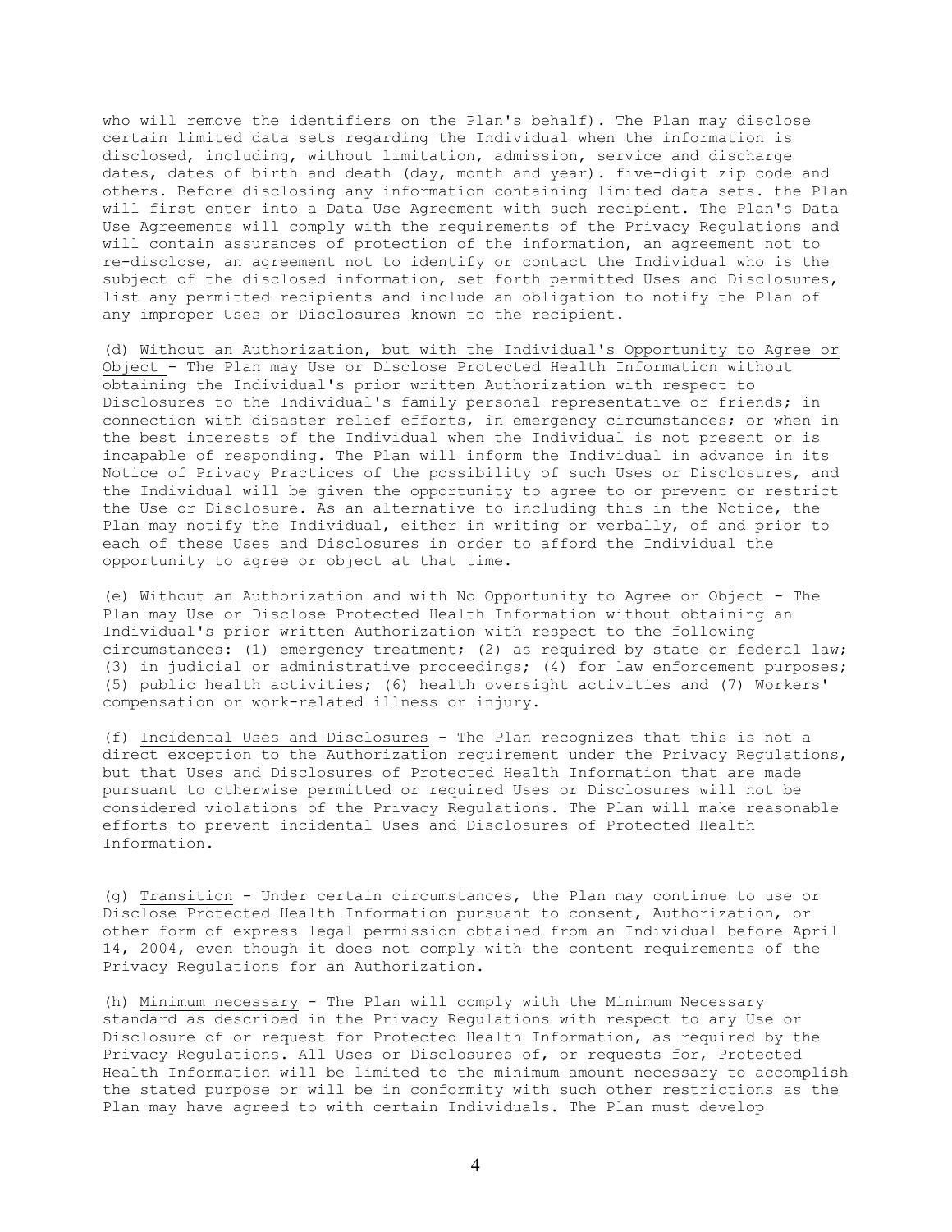who will remove the identifiers on the Plan's behalf). The Plan may disclose certain limited data sets regarding the Individual when the information is disclosed, including, without limitation, admission, service and discharge dates, dates of birth and death (day, month and year). five-digit zip code and others. Before disclosing any information containing limited data sets. the Plan will first enter into a Data Use Agreement with such recipient. The Plan's Data Use Agreements will comply with the requirements of the Privacy Regulations and will contain assurances of protection of the information, an agreement not to re-disclose, an agreement not to identify or contact the Individual who is the subject of the disclosed information, set forth permitted Uses and Disclosures, list any permitted recipients and include an obligation to notify the Plan of any improper Uses or Disclosures known to the recipient.

(d) Without an Authorization, but with the Individual's Opportunity to Agree or Object - The Plan may Use or Disclose Protected Health Information without obtaining the Individual's prior written Authorization with respect to Disclosures to the Individual's family personal representative or friends; in connection with disaster relief efforts, in emergency circumstances; or when in the best interests of the Individual when the Individual is not present or is incapable of responding. The Plan will inform the Individual in advance in its Notice of Privacy Practices of the possibility of such Uses or Disclosures, and the Individual will be given the opportunity to agree to or prevent or restrict the Use or Disclosure. As an alternative to including this in the Notice, the Plan may notify the Individual, either in writing or verbally, of and prior to each of these Uses and Disclosures in order to afford the Individual the opportunity to agree or object at that time.

(e) Without an Authorization and with No Opportunity to Agree or Object - The Plan may Use or Disclose Protected Health Information without obtaining an Individual's prior written Authorization with respect to the following circumstances: (1) emergency treatment; (2) as required by state or federal law; (3) in judicial or administrative proceedings; (4) for law enforcement purposes; (5) public health activities; (6) health oversight activities and (7) Workers' compensation or work-related illness or injury.

(f) Incidental Uses and Disclosures - The Plan recognizes that this is not a direct exception to the Authorization requirement under the Privacy Regulations, but that Uses and Disclosures of Protected Health Information that are made pursuant to otherwise permitted or required Uses or Disclosures will not be considered violations of the Privacy Regulations. The Plan will make reasonable efforts to prevent incidental Uses and Disclosures of Protected Health Information.

(g) Transition - Under certain circumstances, the Plan may continue to use or Disclose Protected Health Information pursuant to consent, Authorization, or other form of express legal permission obtained from an Individual before April 14, 2004, even though it does not comply with the content requirements of the Privacy Regulations for an Authorization.

(h) Minimum necessary - The Plan will comply with the Minimum Necessary standard as described in the Privacy Regulations with respect to any Use or Disclosure of or request for Protected Health Information, as required by the Privacy Regulations. All Uses or Disclosures of, or requests for, Protected Health Information will be limited to the minimum amount necessary to accomplish the stated purpose or will be in conformity with such other restrictions as the Plan may have agreed to with certain Individuals. The Plan must develop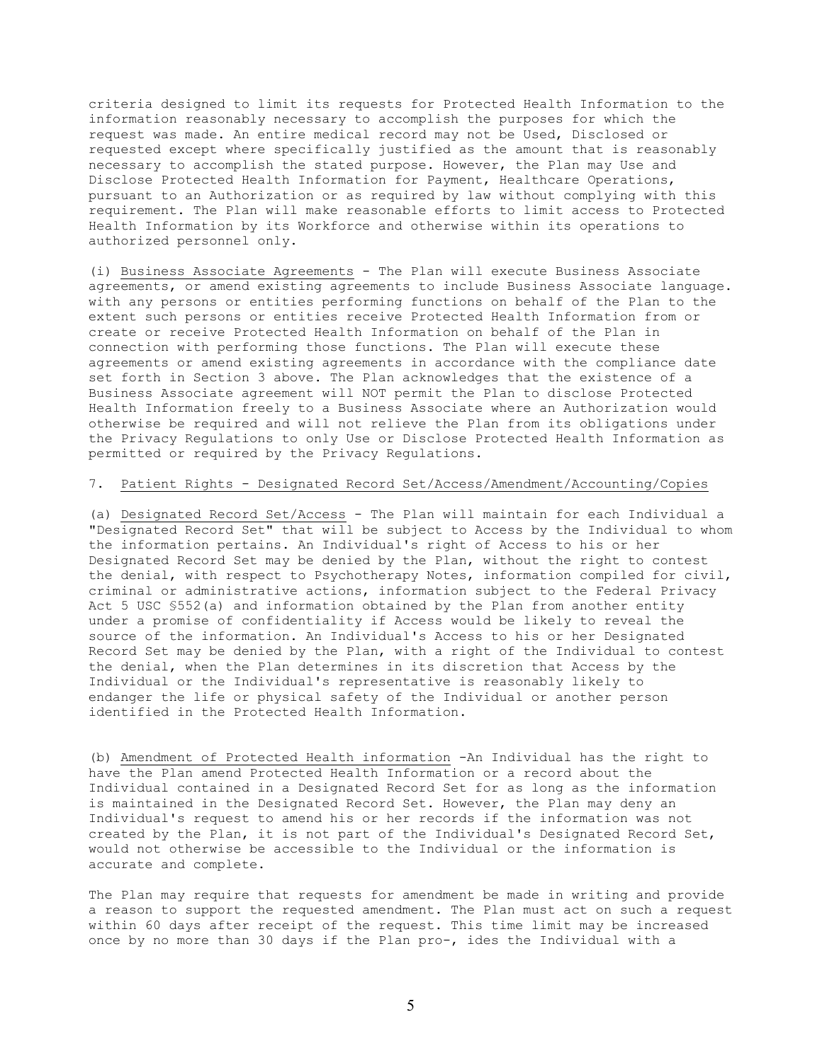criteria designed to limit its requests for Protected Health Information to the information reasonably necessary to accomplish the purposes for which the request was made. An entire medical record may not be Used, Disclosed or requested except where specifically justified as the amount that is reasonably necessary to accomplish the stated purpose. However, the Plan may Use and Disclose Protected Health Information for Payment, Healthcare Operations, pursuant to an Authorization or as required by law without complying with this requirement. The Plan will make reasonable efforts to limit access to Protected Health Information by its Workforce and otherwise within its operations to authorized personnel only.

(i) Business Associate Agreements - The Plan will execute Business Associate agreements, or amend existing agreements to include Business Associate language. with any persons or entities performing functions on behalf of the Plan to the extent such persons or entities receive Protected Health Information from or create or receive Protected Health Information on behalf of the Plan in connection with performing those functions. The Plan will execute these agreements or amend existing agreements in accordance with the compliance date set forth in Section 3 above. The Plan acknowledges that the existence of a Business Associate agreement will NOT permit the Plan to disclose Protected Health Information freely to a Business Associate where an Authorization would otherwise be required and will not relieve the Plan from its obligations under the Privacy Regulations to only Use or Disclose Protected Health Information as permitted or required by the Privacy Regulations.

7. Patient Rights - Designated Record Set/Access/Amendment/Accounting/Copies

(a) Designated Record Set/Access - The Plan will maintain for each Individual a "Designated Record Set" that will be subject to Access by the Individual to whom the information pertains. An Individual's right of Access to his or her Designated Record Set may be denied by the Plan, without the right to contest the denial, with respect to Psychotherapy Notes, information compiled for civil, criminal or administrative actions, information subject to the Federal Privacy Act 5 USC §552(a) and information obtained by the Plan from another entity under a promise of confidentiality if Access would be likely to reveal the source of the information. An Individual's Access to his or her Designated Record Set may be denied by the Plan, with a right of the Individual to contest the denial, when the Plan determines in its discretion that Access by the Individual or the Individual's representative is reasonably likely to endanger the life or physical safety of the Individual or another person identified in the Protected Health Information.

(b) Amendment of Protected Health information -An Individual has the right to have the Plan amend Protected Health Information or a record about the Individual contained in a Designated Record Set for as long as the information is maintained in the Designated Record Set. However, the Plan may deny an Individual's request to amend his or her records if the information was not created by the Plan, it is not part of the Individual's Designated Record Set, would not otherwise be accessible to the Individual or the information is accurate and complete.

The Plan may require that requests for amendment be made in writing and provide a reason to support the requested amendment. The Plan must act on such a request within 60 days after receipt of the request. This time limit may be increased once by no more than 30 days if the Plan pro-, ides the Individual with a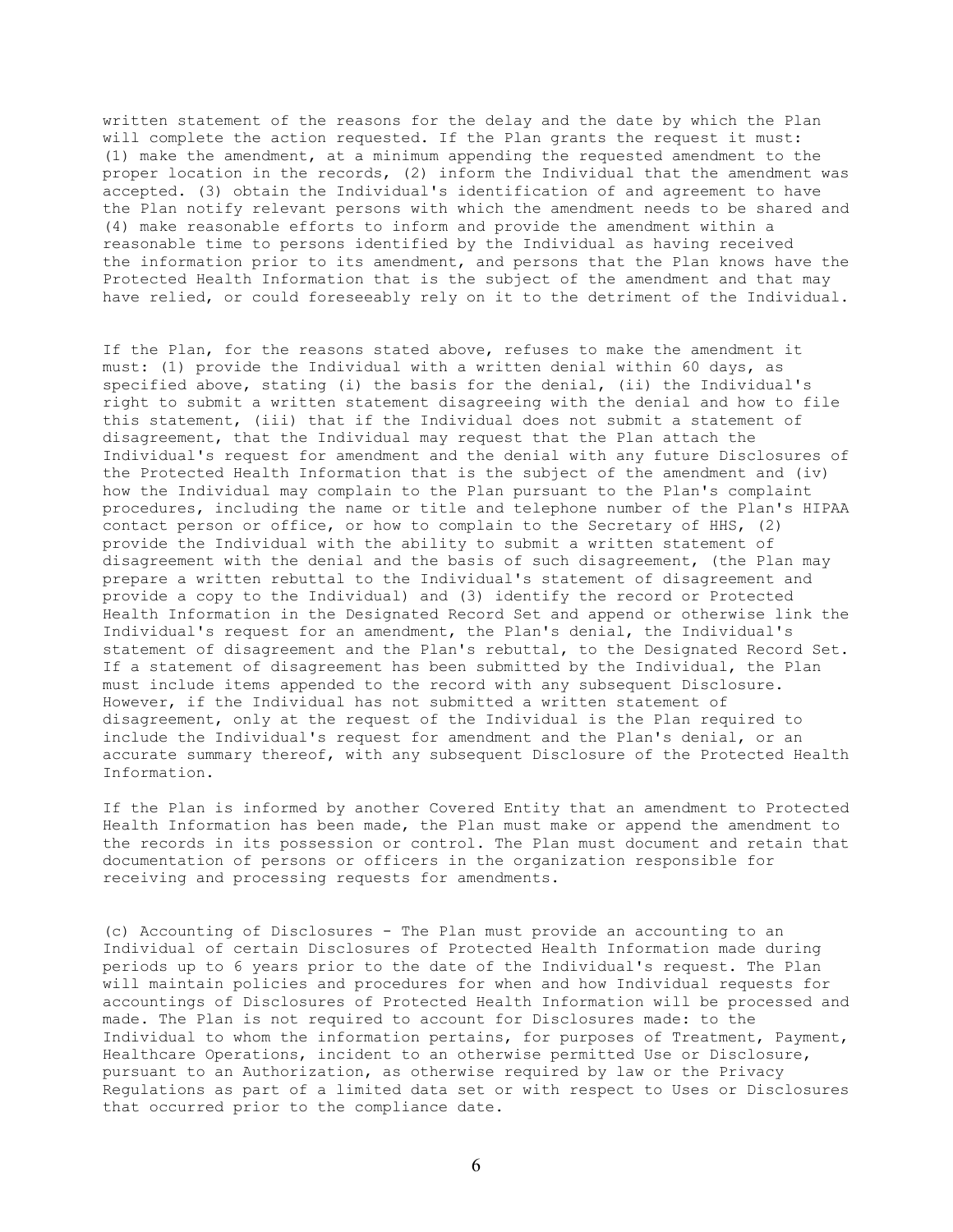written statement of the reasons for the delay and the date by which the Plan will complete the action requested. If the Plan grants the request it must: (1) make the amendment, at a minimum appending the requested amendment to the proper location in the records, (2) inform the Individual that the amendment was accepted. (3) obtain the Individual's identification of and agreement to have the Plan notify relevant persons with which the amendment needs to be shared and (4) make reasonable efforts to inform and provide the amendment within a reasonable time to persons identified by the Individual as having received the information prior to its amendment, and persons that the Plan knows have the Protected Health Information that is the subject of the amendment and that may have relied, or could foreseeably rely on it to the detriment of the Individual.

If the Plan, for the reasons stated above, refuses to make the amendment it must: (1) provide the Individual with a written denial within 60 days, as specified above, stating (i) the basis for the denial, (ii) the Individual's right to submit a written statement disagreeing with the denial and how to file this statement, (iii) that if the Individual does not submit a statement of disagreement, that the Individual may request that the Plan attach the Individual's request for amendment and the denial with any future Disclosures of the Protected Health Information that is the subject of the amendment and (iv) how the Individual may complain to the Plan pursuant to the Plan's complaint procedures, including the name or title and telephone number of the Plan's HIPAA contact person or office, or how to complain to the Secretary of HHS, (2) provide the Individual with the ability to submit a written statement of disagreement with the denial and the basis of such disagreement, (the Plan may prepare a written rebuttal to the Individual's statement of disagreement and provide a copy to the Individual) and (3) identify the record or Protected Health Information in the Designated Record Set and append or otherwise link the Individual's request for an amendment, the Plan's denial, the Individual's statement of disagreement and the Plan's rebuttal, to the Designated Record Set. If a statement of disagreement has been submitted by the Individual, the Plan must include items appended to the record with any subsequent Disclosure. However, if the Individual has not submitted a written statement of disagreement, only at the request of the Individual is the Plan required to include the Individual's request for amendment and the Plan's denial, or an accurate summary thereof, with any subsequent Disclosure of the Protected Health Information.

If the Plan is informed by another Covered Entity that an amendment to Protected Health Information has been made, the Plan must make or append the amendment to the records in its possession or control. The Plan must document and retain that documentation of persons or officers in the organization responsible for receiving and processing requests for amendments.

(c) Accounting of Disclosures - The Plan must provide an accounting to an Individual of certain Disclosures of Protected Health Information made during periods up to 6 years prior to the date of the Individual's request. The Plan will maintain policies and procedures for when and how Individual requests for accountings of Disclosures of Protected Health Information will be processed and made. The Plan is not required to account for Disclosures made: to the Individual to whom the information pertains, for purposes of Treatment, Payment, Healthcare Operations, incident to an otherwise permitted Use or Disclosure, pursuant to an Authorization, as otherwise required by law or the Privacy Regulations as part of a limited data set or with respect to Uses or Disclosures that occurred prior to the compliance date.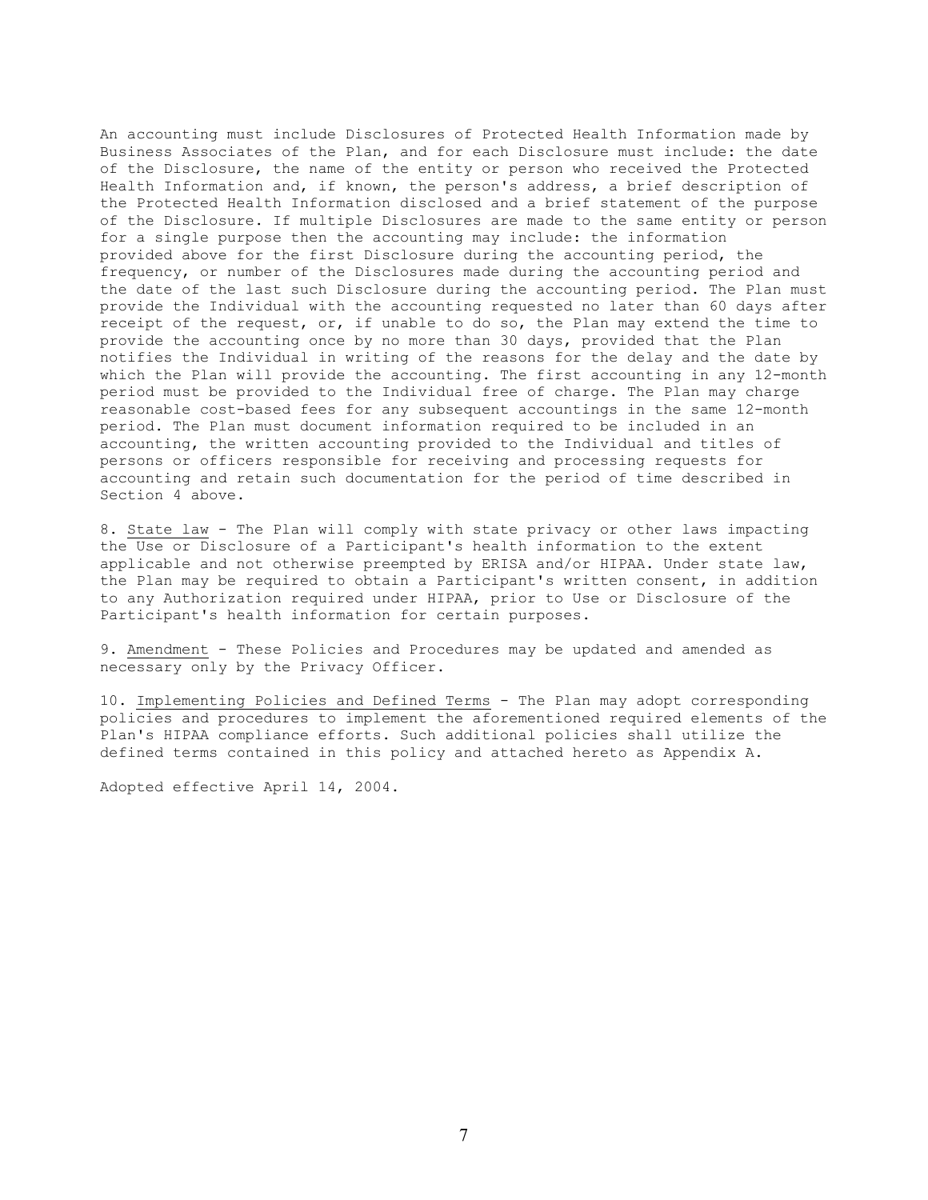An accounting must include Disclosures of Protected Health Information made by Business Associates of the Plan, and for each Disclosure must include: the date of the Disclosure, the name of the entity or person who received the Protected Health Information and, if known, the person's address, a brief description of the Protected Health Information disclosed and a brief statement of the purpose of the Disclosure. If multiple Disclosures are made to the same entity or person for a single purpose then the accounting may include: the information provided above for the first Disclosure during the accounting period, the frequency, or number of the Disclosures made during the accounting period and the date of the last such Disclosure during the accounting period. The Plan must provide the Individual with the accounting requested no later than 60 days after receipt of the request, or, if unable to do so, the Plan may extend the time to provide the accounting once by no more than 30 days, provided that the Plan notifies the Individual in writing of the reasons for the delay and the date by which the Plan will provide the accounting. The first accounting in any 12-month period must be provided to the Individual free of charge. The Plan may charge reasonable cost-based fees for any subsequent accountings in the same 12-month period. The Plan must document information required to be included in an accounting, the written accounting provided to the Individual and titles of persons or officers responsible for receiving and processing requests for accounting and retain such documentation for the period of time described in Section 4 above.

8. State law - The Plan will comply with state privacy or other laws impacting the Use or Disclosure of a Participant's health information to the extent applicable and not otherwise preempted by ERISA and/or HIPAA. Under state law, the Plan may be required to obtain a Participant's written consent, in addition to any Authorization required under HIPAA, prior to Use or Disclosure of the Participant's health information for certain purposes.

9. Amendment - These Policies and Procedures may be updated and amended as necessary only by the Privacy Officer.

10. Implementing Policies and Defined Terms - The Plan may adopt corresponding policies and procedures to implement the aforementioned required elements of the Plan's HIPAA compliance efforts. Such additional policies shall utilize the defined terms contained in this policy and attached hereto as Appendix A.

Adopted effective April 14, 2004.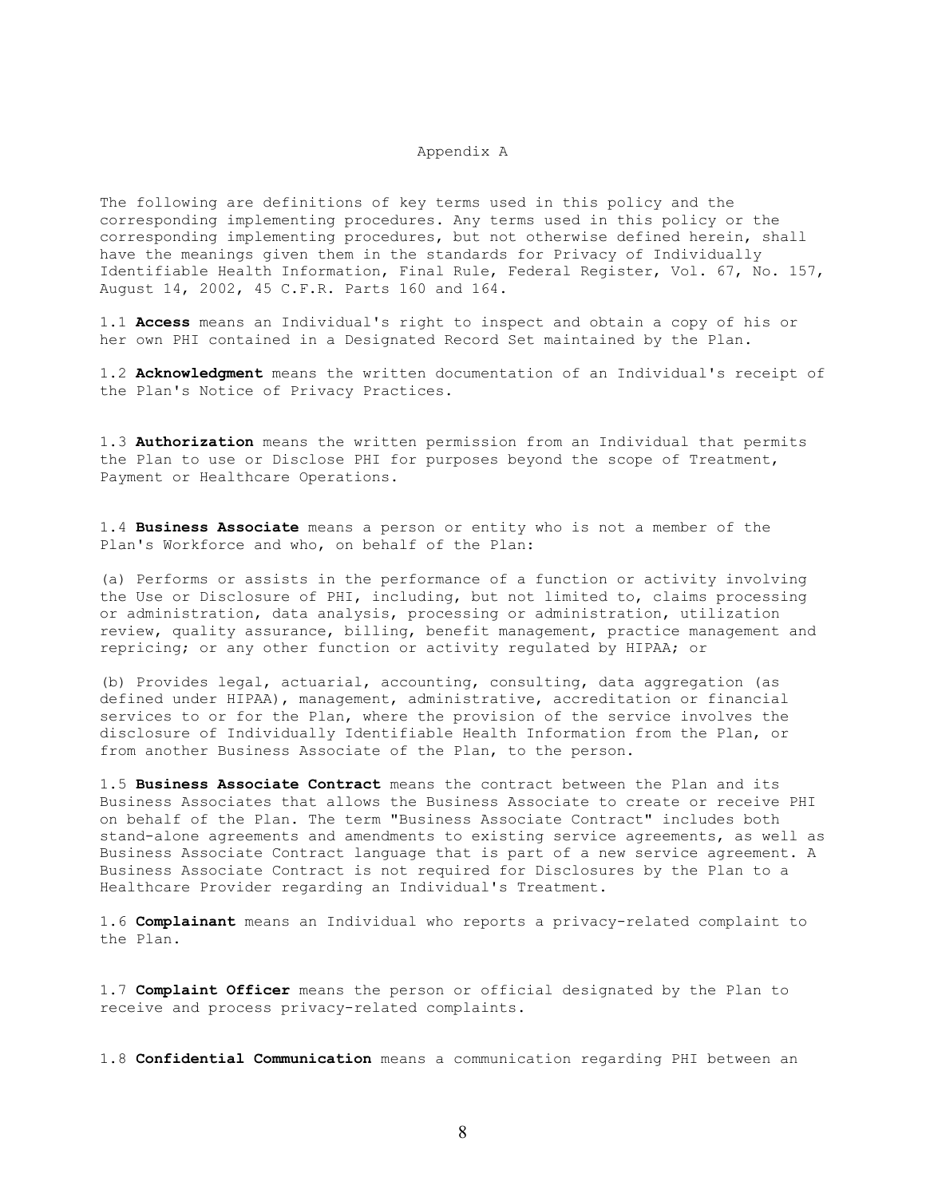## Appendix A

The following are definitions of key terms used in this policy and the corresponding implementing procedures. Any terms used in this policy or the corresponding implementing procedures, but not otherwise defined herein, shall have the meanings given them in the standards for Privacy of Individually Identifiable Health Information, Final Rule, Federal Register, Vol. 67, No. 157, August 14, 2002, 45 C.F.R. Parts 160 and 164.

1.1 **Access** means an Individual's right to inspect and obtain a copy of his or her own PHI contained in a Designated Record Set maintained by the Plan.

1.2 **Acknowledgment** means the written documentation of an Individual's receipt of the Plan's Notice of Privacy Practices.

1.3 **Authorization** means the written permission from an Individual that permits the Plan to use or Disclose PHI for purposes beyond the scope of Treatment, Payment or Healthcare Operations.

1.4 **Business Associate** means a person or entity who is not a member of the Plan's Workforce and who, on behalf of the Plan:

(a) Performs or assists in the performance of a function or activity involving the Use or Disclosure of PHI, including, but not limited to, claims processing or administration, data analysis, processing or administration, utilization review, quality assurance, billing, benefit management, practice management and repricing; or any other function or activity regulated by HIPAA; or

(b) Provides legal, actuarial, accounting, consulting, data aggregation (as defined under HIPAA), management, administrative, accreditation or financial services to or for the Plan, where the provision of the service involves the disclosure of Individually Identifiable Health Information from the Plan, or from another Business Associate of the Plan, to the person.

1.5 **Business Associate Contract** means the contract between the Plan and its Business Associates that allows the Business Associate to create or receive PHI on behalf of the Plan. The term "Business Associate Contract" includes both stand-alone agreements and amendments to existing service agreements, as well as Business Associate Contract language that is part of a new service agreement. A Business Associate Contract is not required for Disclosures by the Plan to a Healthcare Provider regarding an Individual's Treatment.

1.6 **Complainant** means an Individual who reports a privacy-related complaint to the Plan.

1.7 **Complaint Officer** means the person or official designated by the Plan to receive and process privacy-related complaints.

1.8 **Confidential Communication** means a communication regarding PHI between an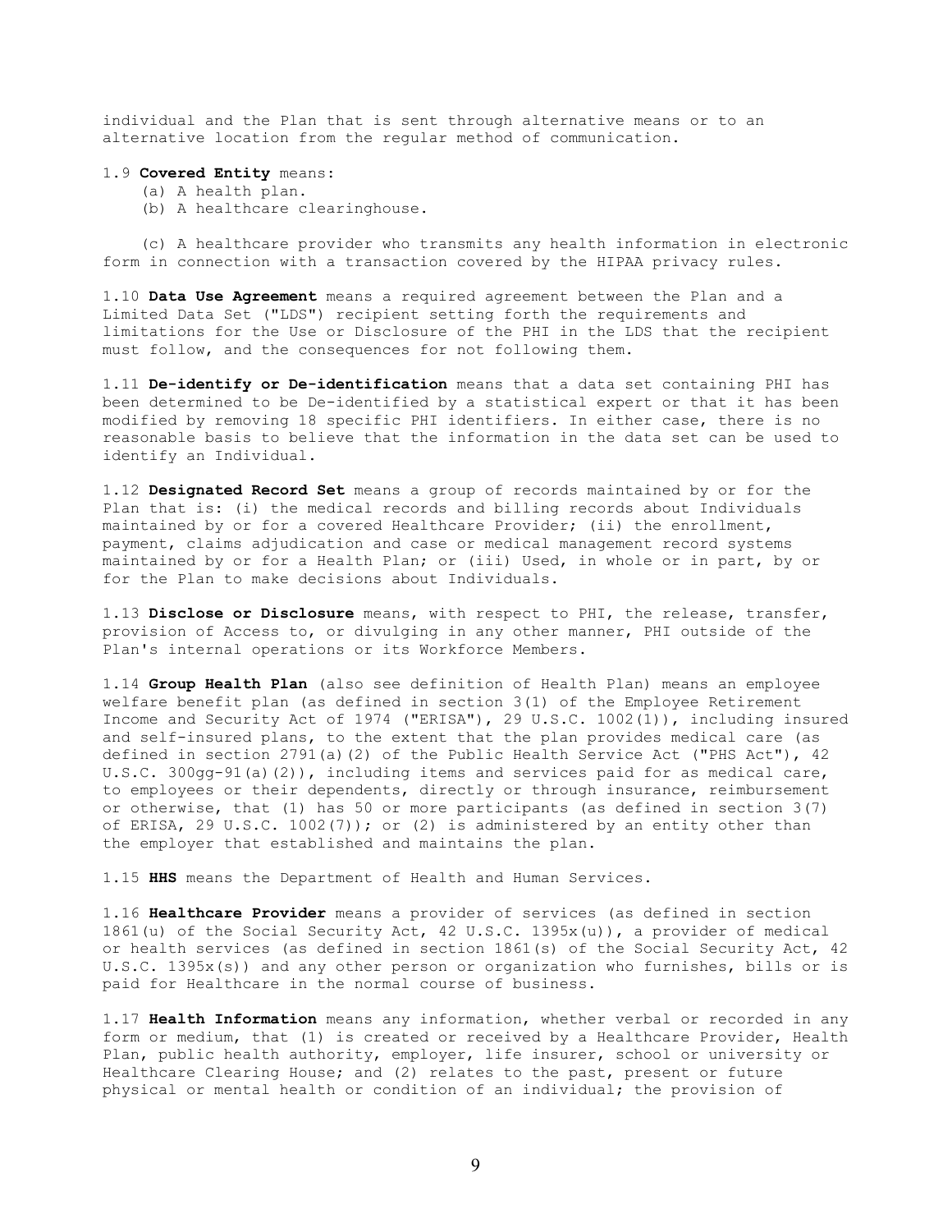individual and the Plan that is sent through alternative means or to an alternative location from the regular method of communication.

1.9 **Covered Entity** means:

(a) A health plan.

(b) A healthcare clearinghouse.

(c) A healthcare provider who transmits any health information in electronic form in connection with a transaction covered by the HIPAA privacy rules.

1.10 **Data Use Agreement** means a required agreement between the Plan and a Limited Data Set ("LDS") recipient setting forth the requirements and limitations for the Use or Disclosure of the PHI in the LDS that the recipient must follow, and the consequences for not following them.

1.11 **De-identify or De-identification** means that a data set containing PHI has been determined to be De-identified by a statistical expert or that it has been modified by removing 18 specific PHI identifiers. In either case, there is no reasonable basis to believe that the information in the data set can be used to identify an Individual.

1.12 **Designated Record Set** means a group of records maintained by or for the Plan that is: (i) the medical records and billing records about Individuals maintained by or for a covered Healthcare Provider; (ii) the enrollment, payment, claims adjudication and case or medical management record systems maintained by or for a Health Plan; or (iii) Used, in whole or in part, by or for the Plan to make decisions about Individuals.

1.13 **Disclose or Disclosure** means, with respect to PHI, the release, transfer, provision of Access to, or divulging in any other manner, PHI outside of the Plan's internal operations or its Workforce Members.

1.14 **Group Health Plan** (also see definition of Health Plan) means an employee welfare benefit plan (as defined in section 3(1) of the Employee Retirement Income and Security Act of 1974 ("ERISA"), 29 U.S.C. 1002(1)), including insured and self-insured plans, to the extent that the plan provides medical care (as defined in section 2791(a)(2) of the Public Health Service Act ("PHS Act"), 42 U.S.C. 300gg-91(a)(2)), including items and services paid for as medical care, to employees or their dependents, directly or through insurance, reimbursement or otherwise, that (1) has 50 or more participants (as defined in section 3(7) of ERISA, 29 U.S.C. 1002(7)); or (2) is administered by an entity other than the employer that established and maintains the plan.

1.15 **HHS** means the Department of Health and Human Services.

1.16 **Healthcare Provider** means a provider of services (as defined in section 1861(u) of the Social Security Act, 42 U.S.C. 1395x(u)), a provider of medical or health services (as defined in section 1861(s) of the Social Security Act, 42 U.S.C. 1395x(s)) and any other person or organization who furnishes, bills or is paid for Healthcare in the normal course of business.

1.17 **Health Information** means any information, whether verbal or recorded in any form or medium, that (1) is created or received by a Healthcare Provider, Health Plan, public health authority, employer, life insurer, school or university or Healthcare Clearing House; and (2) relates to the past, present or future physical or mental health or condition of an individual; the provision of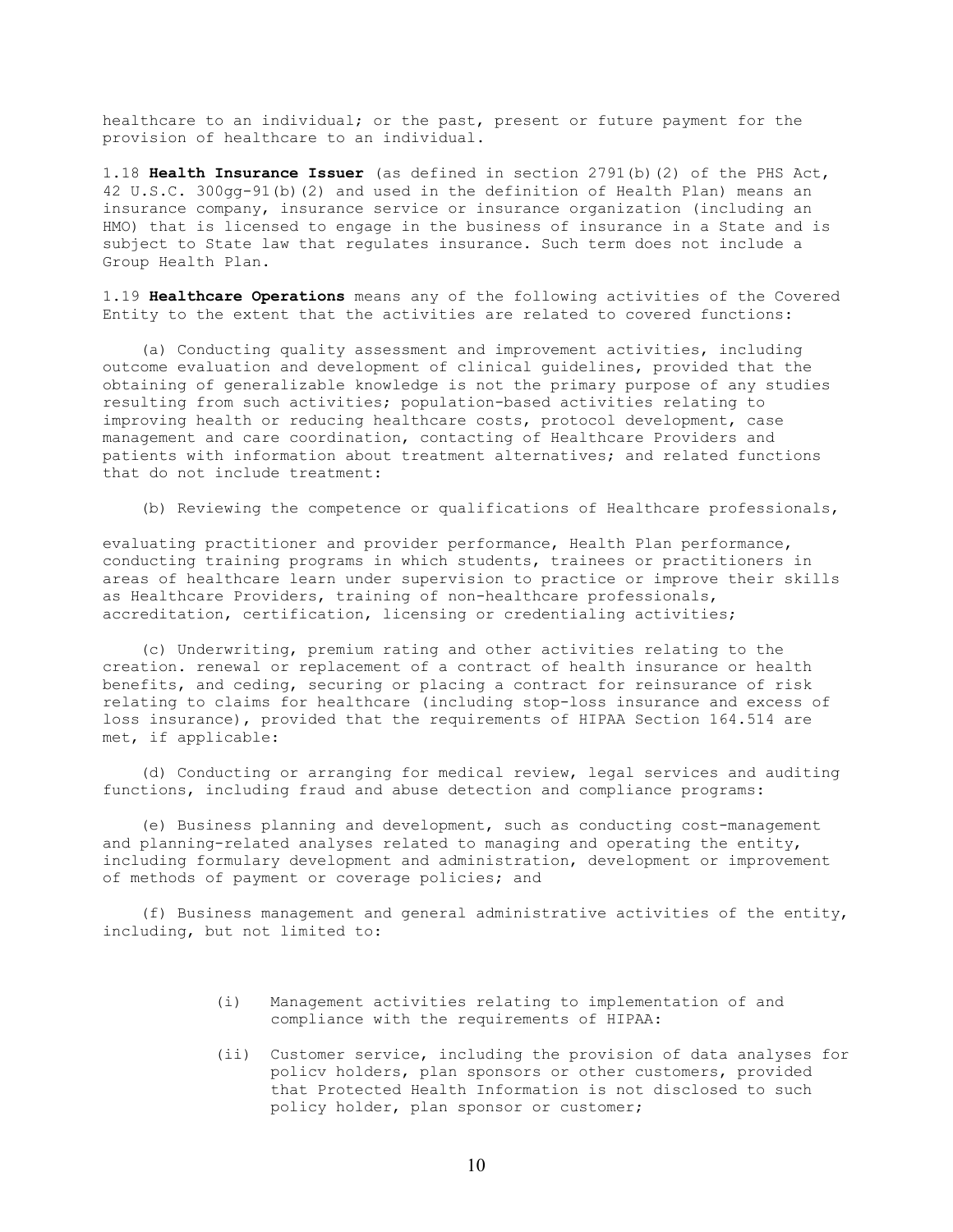healthcare to an individual; or the past, present or future payment for the provision of healthcare to an individual.

1.18 **Health Insurance Issuer** (as defined in section 2791(b)(2) of the PHS Act, 42 U.S.C. 300gg-91(b)(2) and used in the definition of Health Plan) means an insurance company, insurance service or insurance organization (including an HMO) that is licensed to engage in the business of insurance in a State and is subject to State law that regulates insurance. Such term does not include a Group Health Plan.

1.19 **Healthcare Operations** means any of the following activities of the Covered Entity to the extent that the activities are related to covered functions:

(a) Conducting quality assessment and improvement activities, including outcome evaluation and development of clinical guidelines, provided that the obtaining of generalizable knowledge is not the primary purpose of any studies resulting from such activities; population-based activities relating to improving health or reducing healthcare costs, protocol development, case management and care coordination, contacting of Healthcare Providers and patients with information about treatment alternatives; and related functions that do not include treatment:

(b) Reviewing the competence or qualifications of Healthcare professionals,

evaluating practitioner and provider performance, Health Plan performance, conducting training programs in which students, trainees or practitioners in areas of healthcare learn under supervision to practice or improve their skills as Healthcare Providers, training of non-healthcare professionals, accreditation, certification, licensing or credentialing activities;

(c) Underwriting, premium rating and other activities relating to the creation. renewal or replacement of a contract of health insurance or health benefits, and ceding, securing or placing a contract for reinsurance of risk relating to claims for healthcare (including stop-loss insurance and excess of loss insurance), provided that the requirements of HIPAA Section 164.514 are met, if applicable:

(d) Conducting or arranging for medical review, legal services and auditing functions, including fraud and abuse detection and compliance programs:

(e) Business planning and development, such as conducting cost-management and planning-related analyses related to managing and operating the entity, including formulary development and administration, development or improvement of methods of payment or coverage policies; and

(f) Business management and general administrative activities of the entity, including, but not limited to:

- (i) Management activities relating to implementation of and compliance with the requirements of HIPAA:
- (ii) Customer service, including the provision of data analyses for policv holders, plan sponsors or other customers, provided that Protected Health Information is not disclosed to such policy holder, plan sponsor or customer;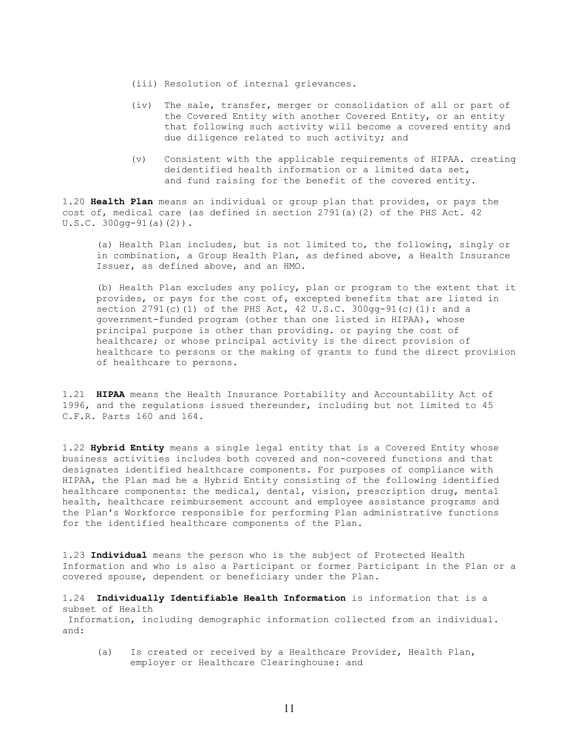(iii) Resolution of internal grievances.

(iv) The sale, transfer, merger or consolidation of all or part of the Covered Entity with another Covered Entity, or an entity that following such activity will become a covered entity and due diligence related to such activity; and

(v) Consistent with the applicable requirements of HIPAA. creating deidentified health information or a limited data set, and fund raising for the benefit of the covered entity.

1.20 **Health Plan** means an individual or group plan that provides, or pays the cost of, medical care (as defined in section 2791(a)(2) of the PHS Act. 42 U.S.C. 300gg-91(a)(2)).

(a) Health Plan includes, but is not limited to, the following, singly or in combination, a Group Health Plan, as defined above, a Health Insurance Issuer, as defined above, and an HMO.

(b) Health Plan excludes any policy, plan or program to the extent that it provides, or pays for the cost of, excepted benefits that are listed in section 2791(c)(1) of the PHS Act, 42 U.S.C. 300gg-91(c)(1): and a government-funded program (other than one listed in HIPAA), whose principal purpose is other than providing. or paying the cost of healthcare; or whose principal activity is the direct provision of healthcare to persons or the making of grants to fund the direct provision of healthcare to persons.

1.21 **HIPAA** means the Health Insurance Portability and Accountability Act of 1996, and the regulations issued thereunder, including but not limited to 45 C.F.R. Parts 160 and 164.

1.22 **Hybrid Entity** means a single legal entity that is a Covered Entity whose business activities includes both covered and non-covered functions and that designates identified healthcare components. For purposes of compliance with HIPAA, the Plan mad he a Hybrid Entity consisting of the following identified healthcare components: the medical, dental, vision, prescription drug, mental health, healthcare reimbursement account and employee assistance programs and the Plan's Workforce responsible for performing Plan administrative functions for the identified healthcare components of the Plan.

1.23 **Individual** means the person who is the subject of Protected Health Information and who is also a Participant or former Participant in the Plan or a covered spouse, dependent or beneficiary under the Plan.

1.24 **Individually Identifiable Health Information** is information that is a subset of Health Information, including demographic information collected from an individual. and:

(a) Is created or received by a Healthcare Provider, Health Plan, employer or Healthcare Clearinghouse: and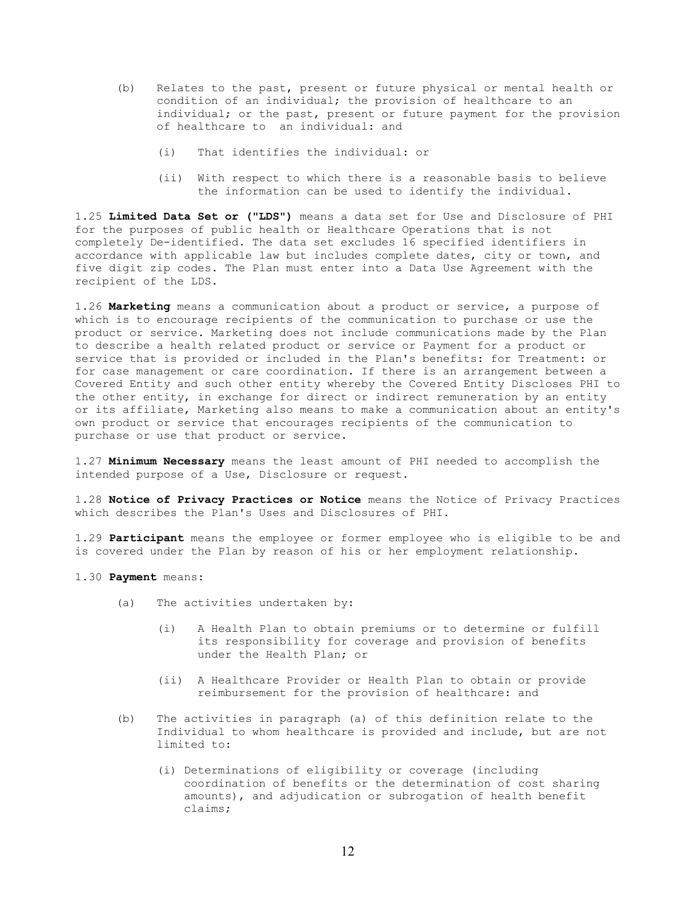(b) Relates to the past, present or future physical or mental health or condition of an individual; the provision of healthcare to an individual; or the past, present or future payment for the provision of healthcare to an individual: and

   (i) That identifies the individual: or

   (ii) With respect to which there is a reasonable basis to believe the information can be used to identify the individual.

1.25 **Limited Data Set or ("LDS")** means a data set for Use and Disclosure of PHI for the purposes of public health or Healthcare Operations that is not completely De-identified. The data set excludes 16 specified identifiers in accordance with applicable law but includes complete dates, city or town, and five digit zip codes. The Plan must enter into a Data Use Agreement with the recipient of the LDS.

1.26 **Marketing** means a communication about a product or service, a purpose of which is to encourage recipients of the communication to purchase or use the product or service. Marketing does not include communications made by the Plan to describe a health related product or service or Payment for a product or service that is provided or included in the Plan's benefits: for Treatment: or for case management or care coordination. If there is an arrangement between a Covered Entity and such other entity whereby the Covered Entity Discloses PHI to the other entity, in exchange for direct or indirect remuneration by an entity or its affiliate, Marketing also means to make a communication about an entity's own product or service that encourages recipients of the communication to purchase or use that product or service.

1.27 **Minimum Necessary** means the least amount of PHI needed to accomplish the intended purpose of a Use, Disclosure or request.

1.28 **Notice of Privacy Practices or Notice** means the Notice of Privacy Practices which describes the Plan's Uses and Disclosures of PHI.

1.29 **Participant** means the employee or former employee who is eligible to be and is covered under the Plan by reason of his or her employment relationship.

1.30 **Payment** means:

(a) The activities undertaken by:

   (i) A Health Plan to obtain premiums or to determine or fulfill its responsibility for coverage and provision of benefits under the Health Plan; or

   (ii) A Healthcare Provider or Health Plan to obtain or provide reimbursement for the provision of healthcare: and

(b) The activities in paragraph (a) of this definition relate to the Individual to whom healthcare is provided and include, but are not limited to:

   (i) Determinations of eligibility or coverage (including coordination of benefits or the determination of cost sharing amounts), and adjudication or subrogation of health benefit claims;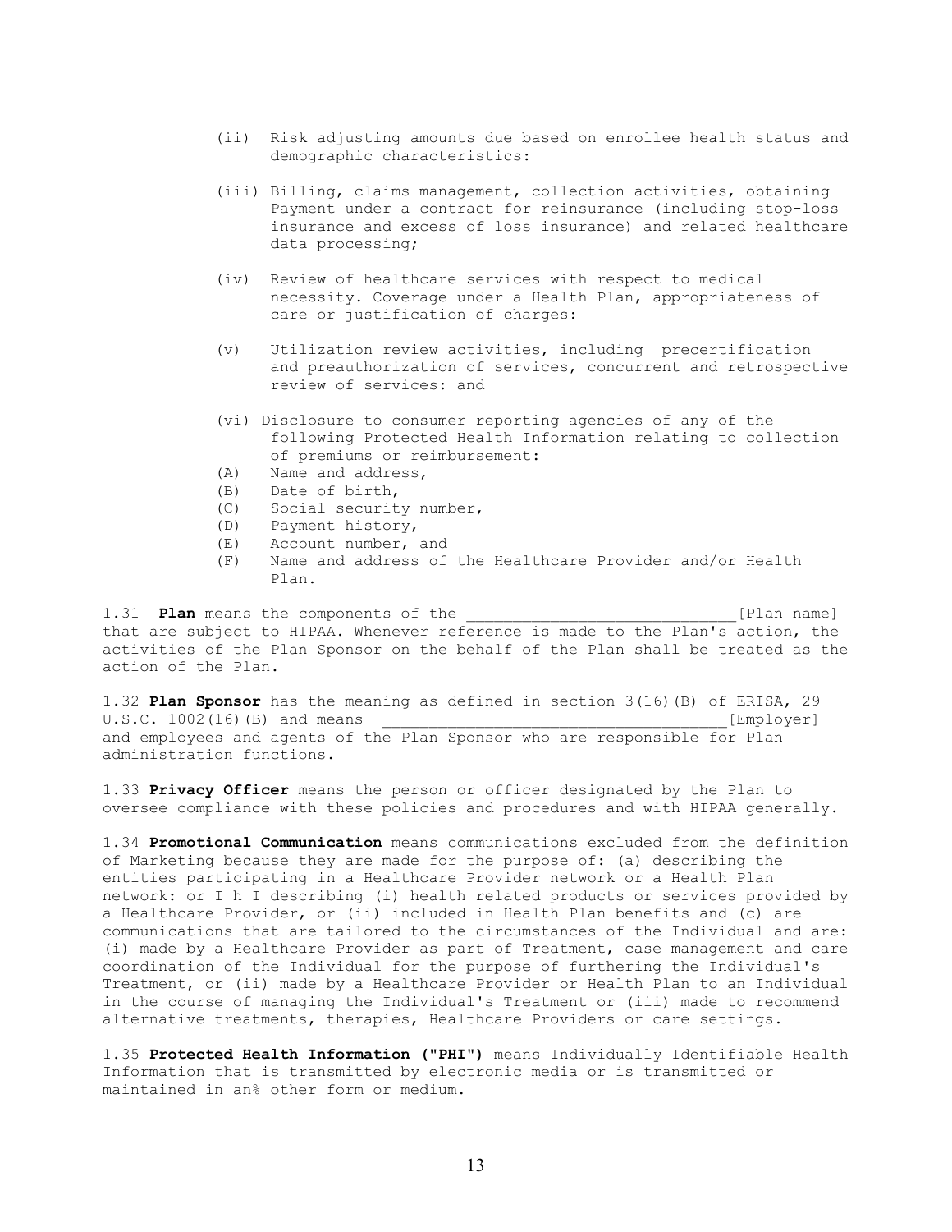(ii) Risk adjusting amounts due based on enrollee health status and demographic characteristics:

(iii) Billing, claims management, collection activities, obtaining Payment under a contract for reinsurance (including stop-loss insurance and excess of loss insurance) and related healthcare data processing;

(iv) Review of healthcare services with respect to medical necessity. Coverage under a Health Plan, appropriateness of care or justification of charges:

(v) Utilization review activities, including precertification and preauthorization of services, concurrent and retrospective review of services: and

(vi) Disclosure to consumer reporting agencies of any of the following Protected Health Information relating to collection of premiums or reimbursement:

(A) Name and address,
(B) Date of birth,
(C) Social security number,
(D) Payment history,
(E) Account number, and
(F) Name and address of the Healthcare Provider and/or Health Plan.

1.31 **Plan** means the components of the _____________________________[Plan name] that are subject to HIPAA. Whenever reference is made to the Plan's action, the activities of the Plan Sponsor on the behalf of the Plan shall be treated as the action of the Plan.

1.32 **Plan Sponsor** has the meaning as defined in section 3(16)(B) of ERISA, 29 U.S.C. 1002(16)(B) and means ____________________________________[Employer] and employees and agents of the Plan Sponsor who are responsible for Plan administration functions.

1.33 **Privacy Officer** means the person or officer designated by the Plan to oversee compliance with these policies and procedures and with HIPAA generally.

1.34 **Promotional Communication** means communications excluded from the definition of Marketing because they are made for the purpose of: (a) describing the entities participating in a Healthcare Provider network or a Health Plan network: or I h I describing (i) health related products or services provided by a Healthcare Provider, or (ii) included in Health Plan benefits and (c) are communications that are tailored to the circumstances of the Individual and are: (i) made by a Healthcare Provider as part of Treatment, case management and care coordination of the Individual for the purpose of furthering the Individual's Treatment, or (ii) made by a Healthcare Provider or Health Plan to an Individual in the course of managing the Individual's Treatment or (iii) made to recommend alternative treatments, therapies, Healthcare Providers or care settings.

1.35 **Protected Health Information ("PHI")** means Individually Identifiable Health Information that is transmitted by electronic media or is transmitted or maintained in an% other form or medium.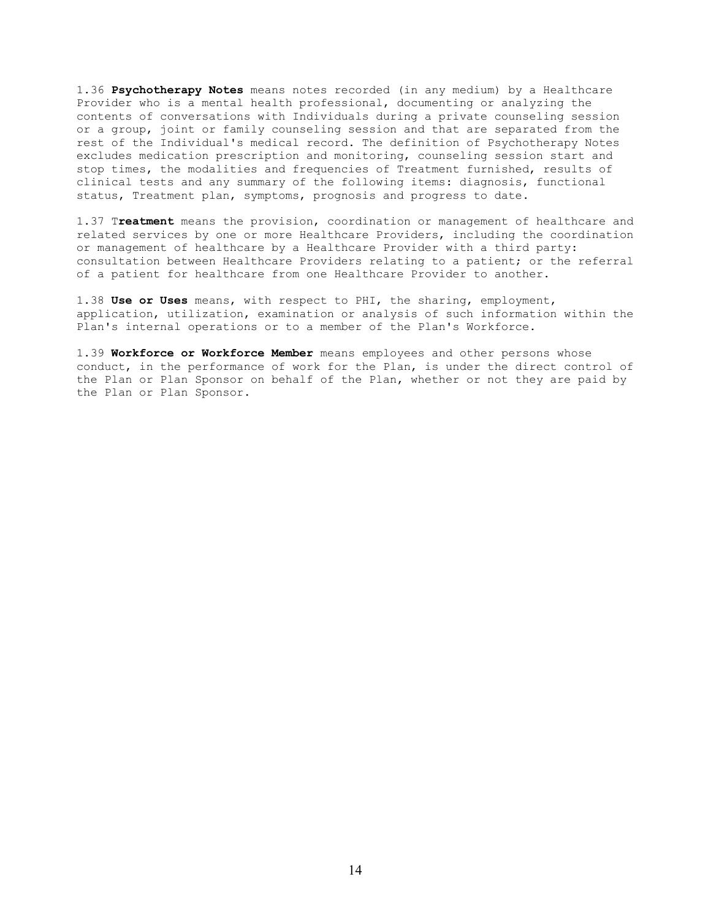1.36 **Psychotherapy Notes** means notes recorded (in any medium) by a Healthcare Provider who is a mental health professional, documenting or analyzing the contents of conversations with Individuals during a private counseling session or a group, joint or family counseling session and that are separated from the rest of the Individual's medical record. The definition of Psychotherapy Notes excludes medication prescription and monitoring, counseling session start and stop times, the modalities and frequencies of Treatment furnished, results of clinical tests and any summary of the following items: diagnosis, functional status, Treatment plan, symptoms, prognosis and progress to date.

1.37 T**reatment** means the provision, coordination or management of healthcare and related services by one or more Healthcare Providers, including the coordination or management of healthcare by a Healthcare Provider with a third party: consultation between Healthcare Providers relating to a patient; or the referral of a patient for healthcare from one Healthcare Provider to another.

1.38 **Use or Uses** means, with respect to PHI, the sharing, employment, application, utilization, examination or analysis of such information within the Plan's internal operations or to a member of the Plan's Workforce.

1.39 **Workforce or Workforce Member** means employees and other persons whose conduct, in the performance of work for the Plan, is under the direct control of the Plan or Plan Sponsor on behalf of the Plan, whether or not they are paid by the Plan or Plan Sponsor.